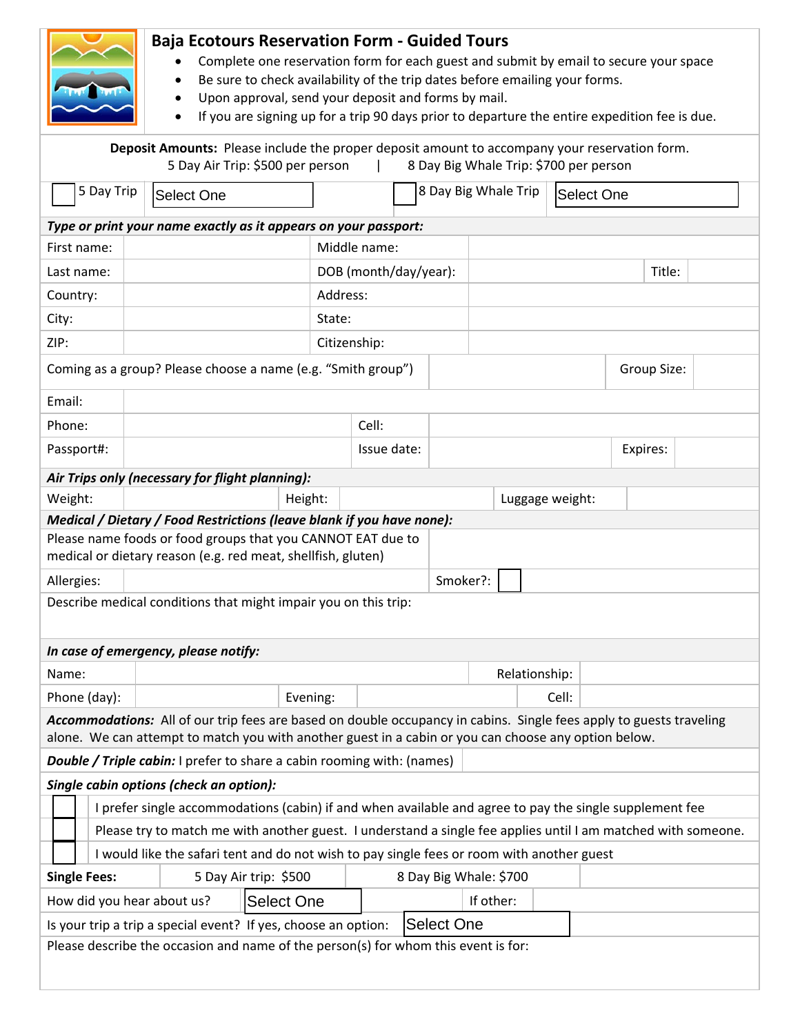# Baja Ecotours Reservation Form - Guided Tours

- Complete one reservation form for each guest and submit by email to secure your space
- Be sure to check availability of the trip dates before emailing your forms.
- Upon approval, send your deposit and forms by mail.
- If you are signing up for a trip 90 days prior to departure the entire expedition fee is due.

**Deposit Amounts:** Please include the proper deposit amount to accompany your reservation form.
5 Day Air Trip: $500 per person | 8 Day Big Whale Trip: $700 per person

| ☐ 5 Day Trip | Select One | ☐ 8 Day Big Whale Trip | Select One |
|---|---|---|---|

***Type or print your name exactly as it appears on your passport:***

| | | | | | |
|---|---|---|---|---|---|
| First name: | | Middle name: | | | |
| Last name: | | DOB (month/day/year): | | Title: | |
| Country: | | Address: | | | |
| City: | | State: | | | |
| ZIP: | | Citizenship: | | | |

| | | | |
|---|---|---|---|
| Coming as a group? Please choose a name (e.g. "Smith group") | | Group Size: | |

| | | | | | |
|---|---|---|---|---|---|
| Email: | | | | | |
| Phone: | | Cell: | | | |
| Passport#: | | Issue date: | | Expires: | |

***Air Trips only (necessary for flight planning):***

| | | | | | |
|---|---|---|---|---|---|
| Weight: | | Height: | | Luggage weight: | |

***Medical / Dietary / Food Restrictions (leave blank if you have none):***

| | | | |
|---|---|---|---|
| Please name foods or food groups that you CANNOT EAT due to medical or dietary reason (e.g. red meat, shellfish, gluten) | | | |
| Allergies: | | Smoker?: | ☐ |

Describe medical conditions that might impair you on this trip:

***In case of emergency, please notify:***

| | | | | | |
|---|---|---|---|---|---|
| Name: | | | | Relationship: | |
| Phone (day): | | Evening: | | Cell: | |

***Accommodations:*** All of our trip fees are based on double occupancy in cabins. Single fees apply to guests traveling alone. We can attempt to match you with another guest in a cabin or you can choose any option below.

***Double / Triple cabin:*** I prefer to share a cabin rooming with: (names)

***Single cabin options (check an option):***

- ☐ I prefer single accommodations (cabin) if and when available and agree to pay the single supplement fee
- ☐ Please try to match me with another guest. I understand a single fee applies until I am matched with someone.
- ☐ I would like the safari tent and do not wish to pay single fees or room with another guest

| **Single Fees:** | 5 Day Air trip: $500 | 8 Day Big Whale: $700 |
|---|---|---|

| | | | |
|---|---|---|---|
| How did you hear about us? | Select One | If other: | |
| Is your trip a trip a special event? If yes, choose an option: | Select One | | |

Please describe the occasion and name of the person(s) for whom this event is for: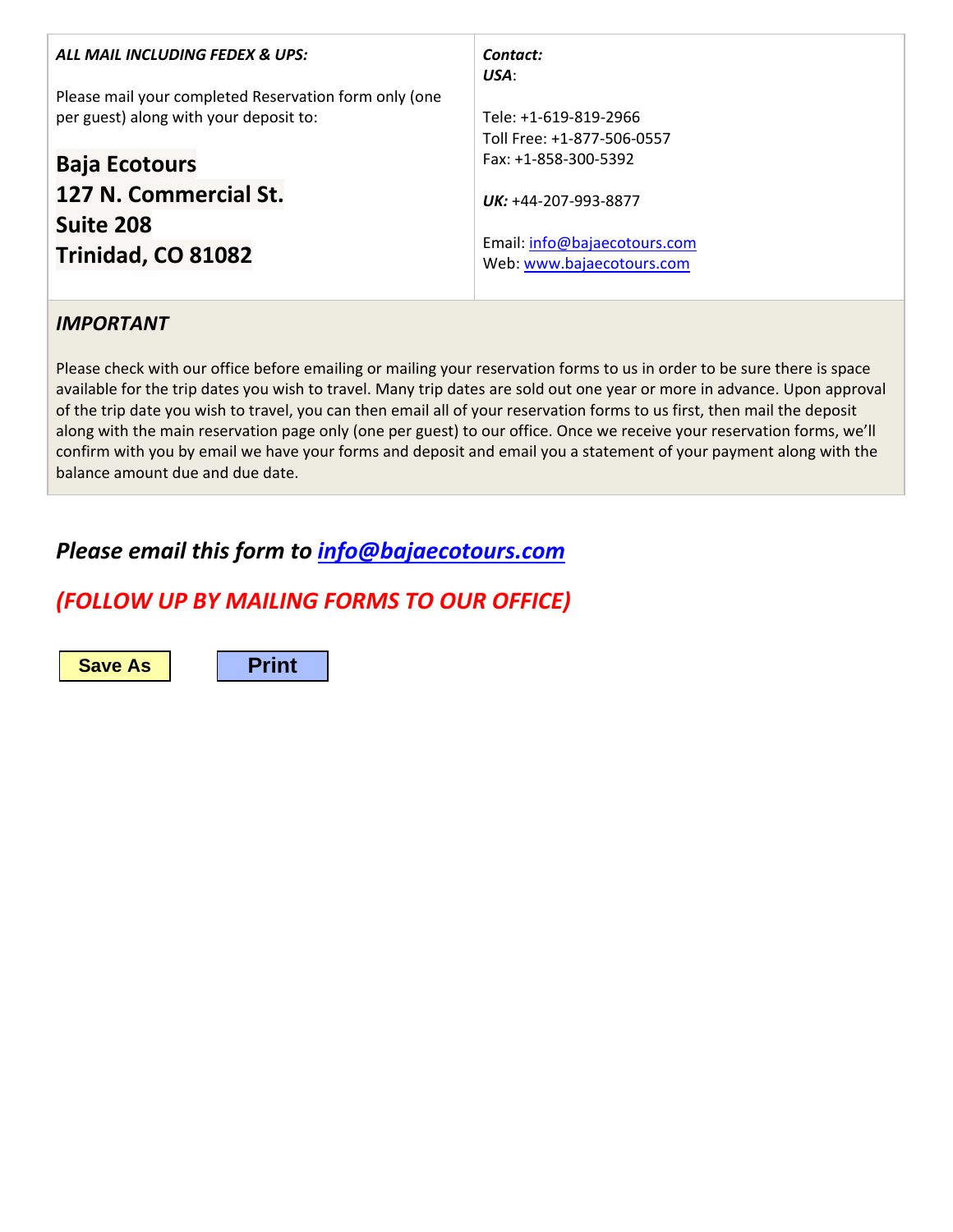| | |
|---|---|
| ***ALL MAIL INCLUDING FEDEX & UPS:***<br><br>Please mail your completed Reservation form only (one per guest) along with your deposit to:<br><br>**Baja Ecotours**<br>**127 N. Commercial St.**<br>**Suite 208**<br>**Trinidad, CO 81082** | ***Contact:***<br>***USA***:<br><br>Tele: +1-619-819-2966<br>Toll Free: +1-877-506-0557<br>Fax: +1-858-300-5392<br><br>***UK:*** +44-207-993-8877<br><br>Email: info@bajaecotours.com<br>Web: www.bajaecotours.com |

### *IMPORTANT*

Please check with our office before emailing or mailing your reservation forms to us in order to be sure there is space available for the trip dates you wish to travel. Many trip dates are sold out one year or more in advance. Upon approval of the trip date you wish to travel, you can then email all of your reservation forms to us first, then mail the deposit along with the main reservation page only (one per guest) to our office. Once we receive your reservation forms, we'll confirm with you by email we have your forms and deposit and email you a statement of your payment along with the balance amount due and due date.

## *Please email this form to info@bajaecotours.com*

## *(FOLLOW UP BY MAILING FORMS TO OUR OFFICE)*

Save As

Print